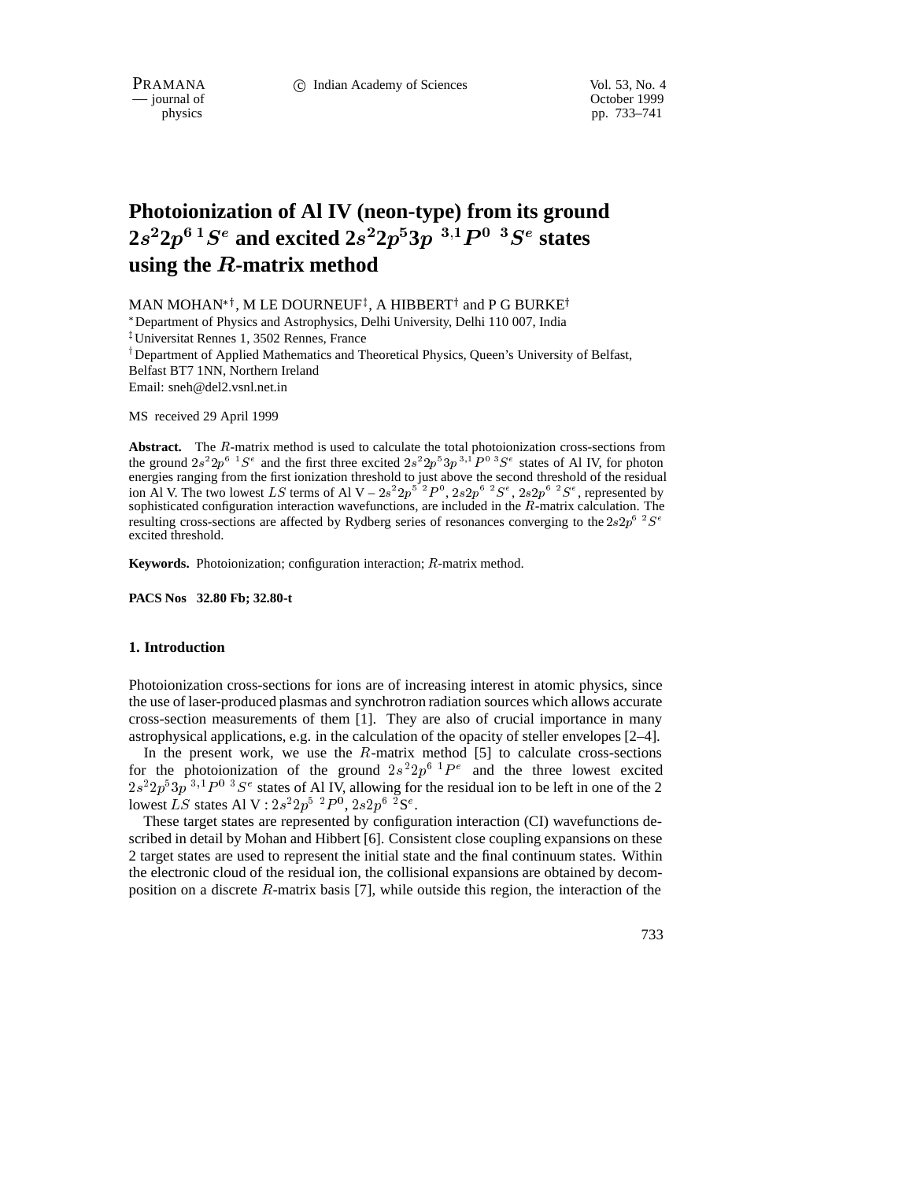# Photoionization of Al IV (neon-type) from its ground $2s^2 2p^{6\,1}S^e$ and excited $2s^2 2p^5 3p\ ^{3,1}P^0\ ^3S^e$ states using the $R$-matrix method

MAN MOHAN[*†], M LE DOURNEUF[‡], A HIBBERT[†] and P G BURKE[†]

[*] Department of Physics and Astrophysics, Delhi University, Delhi 110 007, India
[‡] Universitat Rennes 1, 3502 Rennes, France
[†] Department of Applied Mathematics and Theoretical Physics, Queen's University of Belfast, Belfast BT7 1NN, Northern Ireland
Email: sneh@del2.vsnl.net.in

MS received 29 April 1999

**Abstract.** The $R$-matrix method is used to calculate the total photoionization cross-sections from the ground $2s^2 2p^6\ ^1S^e$ and the first three excited $2s^2 2p^5 3p\ ^{3,1}P^0\ ^3S^e$ states of Al IV, for photon energies ranging from the first ionization threshold to just above the second threshold of the residual ion Al V. The two lowest $LS$ terms of Al V – $2s^2 2p^5\ ^2P^0$, $2s2p^6\ ^2S^e$, $2s2p^6\ ^2S^e$, represented by sophisticated configuration interaction wavefunctions, are included in the $R$-matrix calculation. The resulting cross-sections are affected by Rydberg series of resonances converging to the $2s2p^6\ ^2S^e$ excited threshold.

**Keywords.** Photoionization; configuration interaction; $R$-matrix method.

**PACS Nos 32.80 Fb; 32.80-t**

## 1. Introduction

Photoionization cross-sections for ions are of increasing interest in atomic physics, since the use of laser-produced plasmas and synchrotron radiation sources which allows accurate cross-section measurements of them [1]. They are also of crucial importance in many astrophysical applications, e.g. in the calculation of the opacity of steller envelopes [2–4].

In the present work, we use the $R$-matrix method [5] to calculate cross-sections for the photoionization of the ground $2s^2 2p^6\ ^1P^e$ and the three lowest excited $2s^2 2p^5 3p\ ^{3,1}P^0\ ^3S^e$ states of Al IV, allowing for the residual ion to be left in one of the 2 lowest $LS$ states Al V : $2s^2 2p^5\ ^2P^0$, $2s2p^6\ ^2$S$^e$.

These target states are represented by configuration interaction (CI) wavefunctions described in detail by Mohan and Hibbert [6]. Consistent close coupling expansions on these 2 target states are used to represent the initial state and the final continuum states. Within the electronic cloud of the residual ion, the collisional expansions are obtained by decomposition on a discrete $R$-matrix basis [7], while outside this region, the interaction of the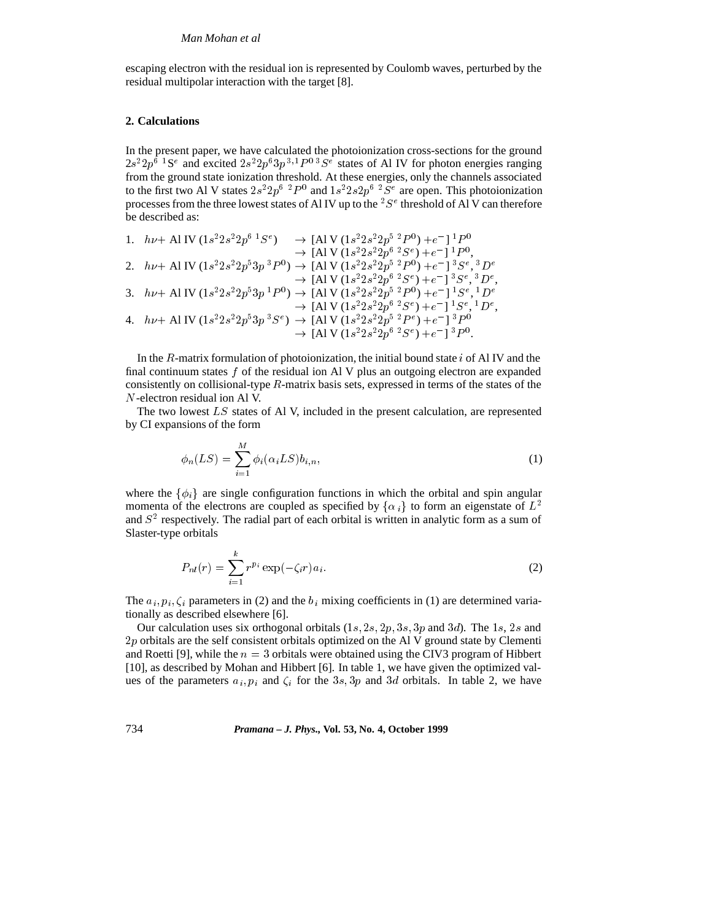escaping electron with the residual ion is represented by Coulomb waves, perturbed by the residual multipolar interaction with the target [8].

## 2. Calculations

In the present paper, we have calculated the photoionization cross-sections for the ground $2s^2 2p^6\ {}^1\mathrm{S}^e$ and excited $2s^2 2p^6 3p\ {}^{3,1}P^0\ {}^3S^e$ states of Al IV for photon energies ranging from the ground state ionization threshold. At these energies, only the channels associated to the first two Al V states $2s^2 2p^6\ {}^2P^0$ and $1s^2 2s 2p^6\ {}^2S^e$ are open. This photoionization processes from the three lowest states of Al IV up to the ${}^2S^e$ threshold of Al V can therefore be described as:

$$
\begin{aligned}
&1.\quad h\nu + \text{Al IV}\,(1s^2 2s^2 2p^6\ {}^1S^e) && \rightarrow [\text{Al V}\,(1s^2 2s^2 2p^5\ {}^2P^0) + e^-]\ {}^1P^0 \\
& && \rightarrow [\text{Al V}\,(1s^2 2s^2 2p^6\ {}^2S^e) + e^-]\ {}^1P^0, \\
&2.\quad h\nu + \text{Al IV}\,(1s^2 2s^2 2p^5 3p\ {}^3P^0) && \rightarrow [\text{Al V}\,(1s^2 2s^2 2p^5\ {}^2P^0) + e^-]\ {}^3S^e, {}^3D^e \\
& && \rightarrow [\text{Al V}\,(1s^2 2s^2 2p^6\ {}^2S^e) + e^-]\ {}^3S^e, {}^3D^e, \\
&3.\quad h\nu + \text{Al IV}\,(1s^2 2s^2 2p^5 3p\ {}^1P^0) && \rightarrow [\text{Al V}\,(1s^2 2s^2 2p^5\ {}^2P^0) + e^-]\ {}^1S^e, {}^1D^e \\
& && \rightarrow [\text{Al V}\,(1s^2 2s^2 2p^6\ {}^2S^e) + e^-]\ {}^1S^e, {}^1D^e, \\
&4.\quad h\nu + \text{Al IV}\,(1s^2 2s^2 2p^5 3p\ {}^3S^e) && \rightarrow [\text{Al V}\,(1s^2 2s^2 2p^5\ {}^2P^e) + e^-]\ {}^3P^0 \\
& && \rightarrow [\text{Al V}\,(1s^2 2s^2 2p^6\ {}^2S^e) + e^-]\ {}^3P^0.
\end{aligned}
$$

In the $R$-matrix formulation of photoionization, the initial bound state $i$ of Al IV and the final continuum states $f$ of the residual ion Al V plus an outgoing electron are expanded consistently on collisional-type $R$-matrix basis sets, expressed in terms of the states of the $N$-electron residual ion Al V.

The two lowest $LS$ states of Al V, included in the present calculation, are represented by CI expansions of the form

$$
\phi_n(LS) = \sum_{i=1}^{M} \phi_i(\alpha_i LS) b_{i,n}, \tag{1}
$$

where the $\{\phi_i\}$ are single configuration functions in which the orbital and spin angular momenta of the electrons are coupled as specified by $\{\alpha_i\}$ to form an eigenstate of $L^2$ and $S^2$ respectively. The radial part of each orbital is written in analytic form as a sum of Slaster-type orbitals

$$
P_{nl}(r) = \sum_{i=1}^{k} r^{p_i} \exp(-\zeta_i r) a_i. \tag{2}
$$

The $a_i, p_i, \zeta_i$ parameters in (2) and the $b_i$ mixing coefficients in (1) are determined variationally as described elsewhere [6].

Our calculation uses six orthogonal orbitals ($1s, 2s, 2p, 3s, 3p$ and $3d$). The $1s$, $2s$ and $2p$ orbitals are the self consistent orbitals optimized on the Al V ground state by Clementi and Roetti [9], while the $n = 3$ orbitals were obtained using the CIV3 program of Hibbert [10], as described by Mohan and Hibbert [6]. In table 1, we have given the optimized values of the parameters $a_i, p_i$ and $\zeta_i$ for the $3s, 3p$ and $3d$ orbitals. In table 2, we have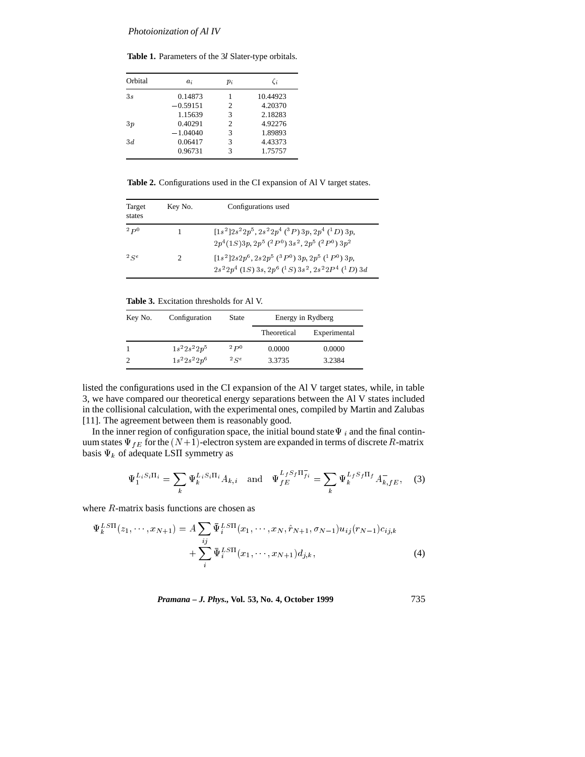**Table 1.** Parameters of the 3*l* Slater-type orbitals.

| Orbital | $a_i$ | $p_i$ | $\zeta_i$ |
|---|---|---|---|
| $3s$ | 0.14873 | 1 | 10.44923 |
| | −0.59151 | 2 | 4.20370 |
| | 1.15639 | 3 | 2.18283 |
| $3p$ | 0.40291 | 2 | 4.92276 |
| | −1.04040 | 3 | 1.89893 |
| $3d$ | 0.06417 | 3 | 4.43373 |
| | 0.96731 | 3 | 1.75757 |

**Table 2.** Configurations used in the CI expansion of Al V target states.

| Target states | Key No. | Configurations used |
|---|---|---|
| $^2P^0$ | 1 | $[1s^2]2s^2 2p^5$, $2s^2 2p^4\,(^3P)\,3p$, $2p^4\,(^1D)\,3p$, $2p^4(1S)3p$, $2p^5\,(^2P^0)\,3s^2$, $2p^5\,(^2P^0)\,3p^2$ |
| $^2S^e$ | 2 | $[1s^2]2s2p^6$, $2s2p^5\,(^3P^0)\,3p$, $2p^5\,(^1P^0)\,3p$, $2s^2 2p^4\,(1S)\,3s$, $2p^6\,(^1S)\,3s^2$, $2s^2 2P^4\,(^1D)\,3d$ |

**Table 3.** Excitation thresholds for Al V.

| Key No. | Configuration | State | Energy in Rydberg | |
|---|---|---|---|---|
| | | | Theoretical | Experimental |
| 1 | $1s^2 2s^2 2p^5$ | $^2P^0$ | 0.0000 | 0.0000 |
| 2 | $1s^2 2s^2 2p^6$ | $^2S^e$ | 3.3735 | 3.2384 |

listed the configurations used in the CI expansion of the Al V target states, while, in table 3, we have compared our theoretical energy separations between the Al V states included in the collisional calculation, with the experimental ones, compiled by Martin and Zalubas [11]. The agreement between them is reasonably good.

In the inner region of configuration space, the initial bound state $\Psi_i$ and the final continuum states $\Psi_{fE}$ for the $(N+1)$-electron system are expanded in terms of discrete $R$-matrix basis $\Psi_k$ of adequate LSΠ symmetry as

$$\Psi_1^{L_i S_i \Pi_i} = \sum_k \Psi_k^{L_i S_i \Pi_i} A_{k,i} \quad \text{and} \quad \Psi_{fE}^{L_f S_f \Pi_{f_i}^-} = \sum_k \Psi_k^{L_f S_f \Pi_f} A_{k,fE}^-, \tag{3}$$

where $R$-matrix basis functions are chosen as

$$\begin{aligned}\Psi_k^{LS\Pi}(z_1, \cdots, x_{N+1}) = A \sum_{ij} \bar{\Psi}_i^{LS\Pi}(x_1, \cdots, x_N, \hat{r}_{N+1}, \sigma_{N-1}) u_{ij}(r_{N-1}) c_{ij,k} \\ + \sum_i \bar{\Psi}_i^{LS\Pi}(x_1, \cdots, x_{N+1}) d_{j,k},\end{aligned} \tag{4}$$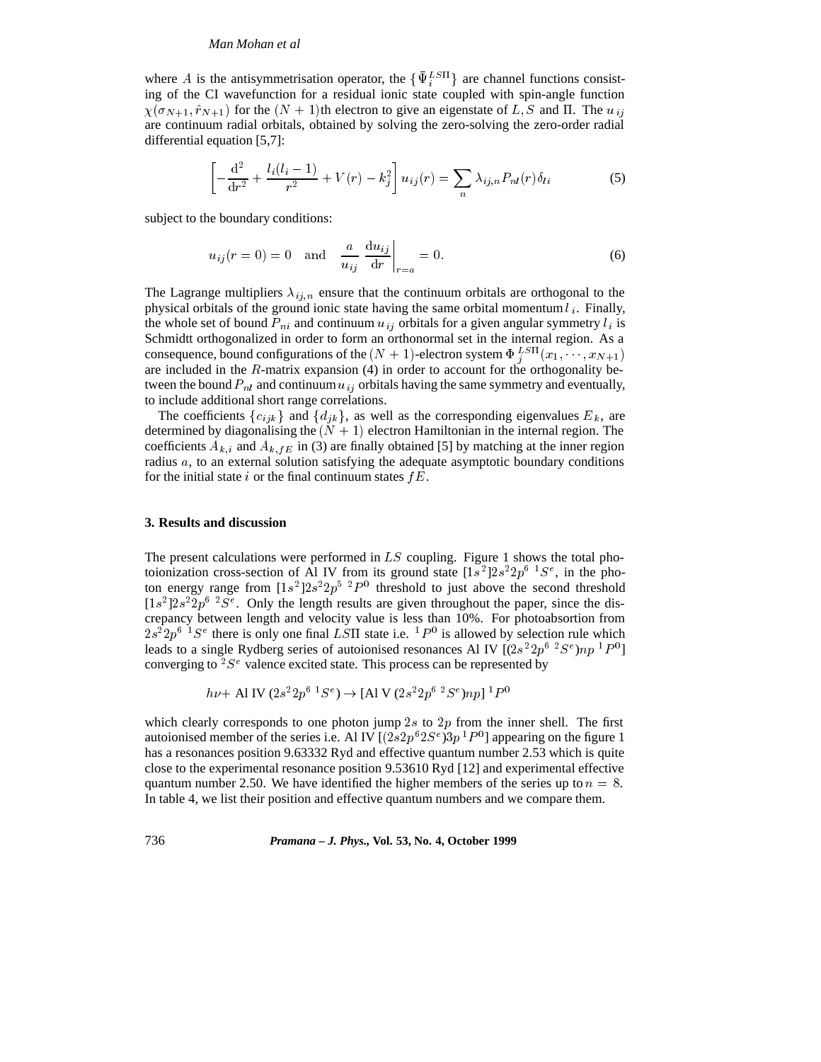where $A$ is the antisymmetrisation operator, the $\{\bar{\Psi}_i^{LS\Pi}\}$ are channel functions consisting of the CI wavefunction for a residual ionic state coupled with spin-angle function $\chi(\sigma_{N+1}, \hat{r}_{N+1})$ for the $(N+1)$th electron to give an eigenstate of $L, S$ and $\Pi$. The $u_{ij}$ are continuum radial orbitals, obtained by solving the zero-solving the zero-order radial differential equation [5,7]:

$$\left[-\frac{\mathrm{d}^2}{\mathrm{d}r^2} + \frac{l_i(l_i-1)}{r^2} + V(r) - k_j^2\right] u_{ij}(r) = \sum_n \lambda_{ij,n} P_{nl}(r)\delta_{li} \tag{5}$$

subject to the boundary conditions:

$$u_{ij}(r=0) = 0 \quad \text{and} \quad \left.\frac{a}{u_{ij}}\,\frac{\mathrm{d}u_{ij}}{\mathrm{d}r}\right|_{r=a} = 0. \tag{6}$$

The Lagrange multipliers $\lambda_{ij,n}$ ensure that the continuum orbitals are orthogonal to the physical orbitals of the ground ionic state having the same orbital momentum $l_i$. Finally, the whole set of bound $P_{ni}$ and continuum $u_{ij}$ orbitals for a given angular symmetry $l_i$ is Schmidtt orthogonalized in order to form an orthonormal set in the internal region. As a consequence, bound configurations of the $(N+1)$-electron system $\Phi_j^{LS\Pi}(x_1, \cdots, x_{N+1})$ are included in the $R$-matrix expansion (4) in order to account for the orthogonality between the bound $P_{nl}$ and continuum $u_{ij}$ orbitals having the same symmetry and eventually, to include additional short range correlations.

The coefficients $\{c_{ijk}\}$ and $\{d_{jk}\}$, as well as the corresponding eigenvalues $E_k$, are determined by diagonalising the $(N+1)$ electron Hamiltonian in the internal region. The coefficients $A_{k,i}$ and $A_{k,fE}$ in (3) are finally obtained [5] by matching at the inner region radius $a$, to an external solution satisfying the adequate asymptotic boundary conditions for the initial state $i$ or the final continuum states $fE$.

## 3. Results and discussion

The present calculations were performed in $LS$ coupling. Figure 1 shows the total photoionization cross-section of Al IV from its ground state $[1s^2]2s^2 2p^6\ {}^1S^e$, in the photon energy range from $[1s^2]2s^2 2p^5\ {}^2P^0$ threshold to just above the second threshold $[1s^2]2s^2 2p^6\ {}^2S^e$. Only the length results are given throughout the paper, since the discrepancy between length and velocity value is less than 10%. For photoabsortion from $2s^2 2p^6\ {}^1S^e$ there is only one final $LS\Pi$ state i.e. ${}^1P^0$ is allowed by selection rule which leads to a single Rydberg series of autoionised resonances Al IV $[(2s^2 2p^6\ {}^2S^e)np\ {}^1P^0]$ converging to ${}^2S^e$ valence excited state. This process can be represented by

$$h\nu + \text{ Al IV } (2s^2 2p^6\ {}^1S^e) \rightarrow [\text{Al V } (2s^2 2p^6\ {}^2S^e)np]\ {}^1P^0$$

which clearly corresponds to one photon jump $2s$ to $2p$ from the inner shell. The first autoionised member of the series i.e. Al IV $[(2s2p^6 2S^e)3p\ {}^1P^0]$ appearing on the figure 1 has a resonances position 9.63332 Ryd and effective quantum number 2.53 which is quite close to the experimental resonance position 9.53610 Ryd [12] and experimental effective quantum number 2.50. We have identified the higher members of the series up to $n = 8$. In table 4, we list their position and effective quantum numbers and we compare them.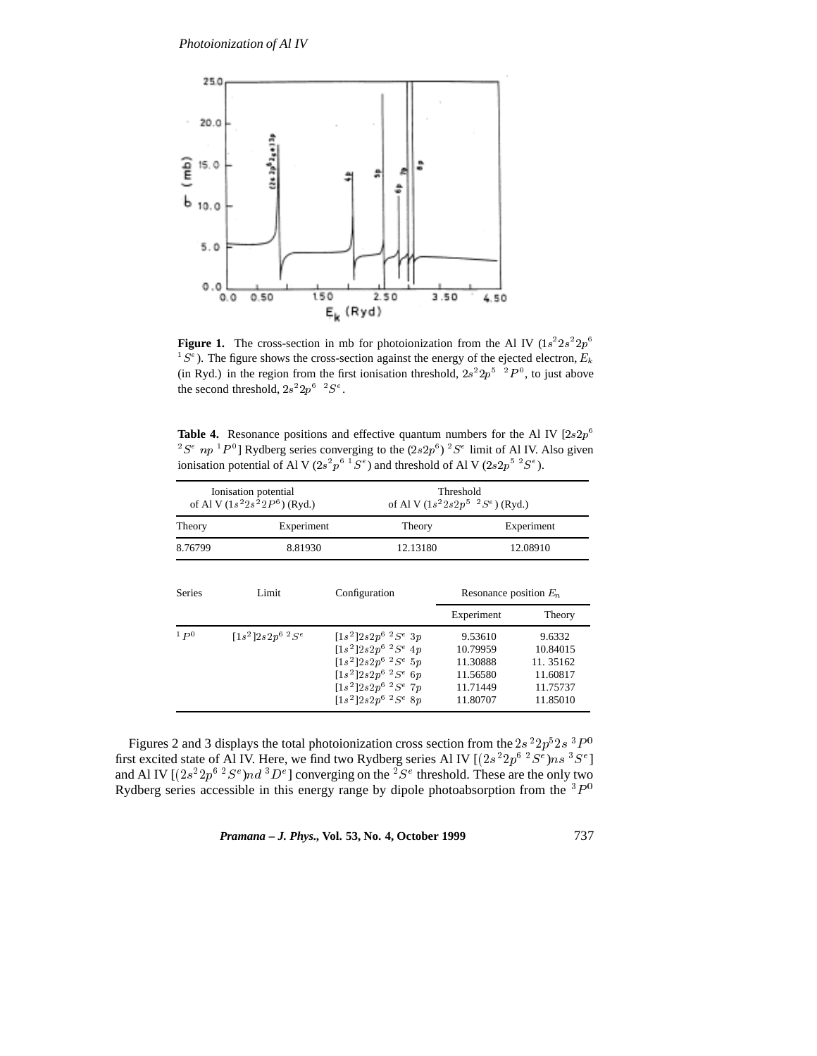**Figure 1.** The cross-section in mb for photoionization from the Al IV ($1s^22s^22p^6$ $^1S^e$). The figure shows the cross-section against the energy of the ejected electron, $E_k$ (in Ryd.) in the region from the first ionisation threshold, $2s^22p^5$ $^2P^0$, to just above the second threshold, $2s^22p^6$ $^2S^e$.

**Table 4.** Resonance positions and effective quantum numbers for the Al IV [$2s2p^6$ $^2S^e$ $np$ $^1P^0$] Rydberg series converging to the $(2s2p^6)$ $^2S^e$ limit of Al IV. Also given ionisation potential of Al V ($2s^2p^6$ $^1S^e$) and threshold of Al V ($2s2p^5$ $^2S^e$).

| Ionisation potential of Al V ($1s^22s^22P^6$) (Ryd.) | | Threshold of Al V ($1s^22s2p^5$ $^2S^e$) (Ryd.) | |
|---|---|---|---|
| Theory | Experiment | Theory | Experiment |
| 8.76799 | 8.81930 | 12.13180 | 12.08910 |

| Series | Limit | Configuration | Resonance position $E_n$ | |
|---|---|---|---|---|
| | | | Experiment | Theory |
| $^1P^0$ | $[1s^2]2s2p^6$ $^2S^e$ | $[1s^2]2s2p^6$ $^2S^e$ $3p$ | 9.53610 | 9.6332 |
| | | $[1s^2]2s2p^6$ $^2S^e$ $4p$ | 10.79959 | 10.84015 |
| | | $[1s^2]2s2p^6$ $^2S^e$ $5p$ | 11.30888 | 11. 35162 |
| | | $[1s^2]2s2p^6$ $^2S^e$ $6p$ | 11.56580 | 11.60817 |
| | | $[1s^2]2s2p^6$ $^2S^e$ $7p$ | 11.71449 | 11.75737 |
| | | $[1s^2]2s2p^6$ $^2S^e$ $8p$ | 11.80707 | 11.85010 |

Figures 2 and 3 displays the total photoionization cross section from the $2s^22p^52s$ $^3P^0$ first excited state of Al IV. Here, we find two Rydberg series Al IV [$(2s^22p^6$ $^2S^e)ns$ $^3S^e$] and Al IV [$(2s^22p^6$ $^2S^e)nd$ $^3D^e$] converging on the $^2S^e$ threshold. These are the only two Rydberg series accessible in this energy range by dipole photoabsorption from the $^3P^0$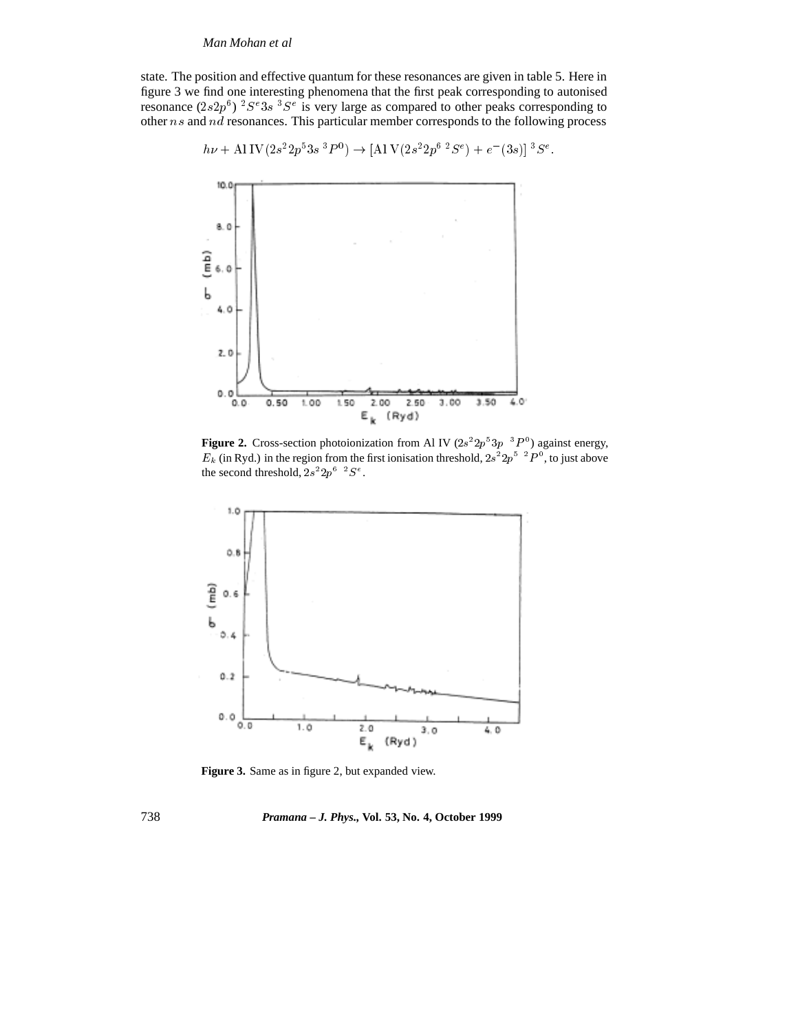state. The position and effective quantum for these resonances are given in table 5. Here in figure 3 we find one interesting phenomena that the first peak corresponding to autonised resonance $(2s2p^6)\ ^2S^e 3s\ ^3S^e$ is very large as compared to other peaks corresponding to other $ns$ and $nd$ resonances. This particular member corresponds to the following process

$$h\nu + \text{Al IV}(2s^2 2p^5 3s\ ^3P^0) \rightarrow [\text{Al V}(2s^2 2p^6\ ^2S^e) + e^-(3s)]\ ^3S^e.$$

**Figure 2.** Cross-section photoionization from Al IV ($2s^2 2p^5 3p\ \ ^3P^0$) against energy, $E_k$ (in Ryd.) in the region from the first ionisation threshold, $2s^2 2p^5\ \ ^2P^0$, to just above the second threshold, $2s^2 2p^6\ \ ^2S^e$.

**Figure 3.** Same as in figure 2, but expanded view.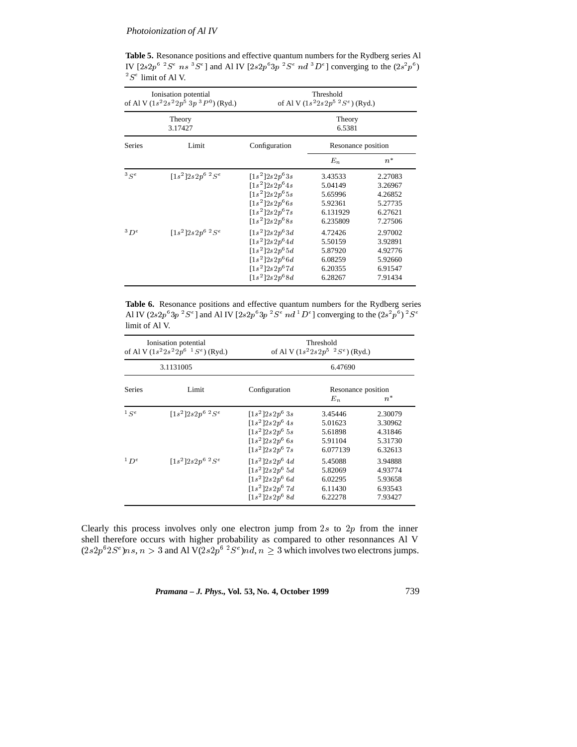**Table 5.** Resonance positions and effective quantum numbers for the Rydberg series Al IV [$2s2p^6\ ^2S^e\ ns\ ^3S^e$] and Al IV [$2s2p^63p\ ^2S^e\ nd\ ^3D^e$] converging to the $(2s^2p^6)$ $^2S^e$ limit of Al V.

| Ionisation potential of Al V ($1s^22s^22p^5\ 3p\ ^3P^0$) (Ryd.) | | Threshold of Al V ($1s^22s2p^5\ ^2S^e$) (Ryd.) | | |
|---|---|---|---|---|
| Theory 3.17427 | | Theory 6.5381 | | |
| Series | Limit | Configuration | Resonance position | |
| | | | $E_n$ | $n^*$ |
| $^3S^e$ | $[1s^2]2s2p^6\ ^2S^e$ | $[1s^2]2s2p^63s$ | 3.43533 | 2.27083 |
| | | $[1s^2]2s2p^64s$ | 5.04149 | 3.26967 |
| | | $[1s^2]2s2p^65s$ | 5.65996 | 4.26852 |
| | | $[1s^2]2s2p^66s$ | 5.92361 | 5.27735 |
| | | $[1s^2]2s2p^67s$ | 6.131929 | 6.27621 |
| | | $[1s^2]2s2p^68s$ | 6.235809 | 7.27506 |
| $^3D^e$ | $[1s^2]2s2p^6\ ^2S^e$ | $[1s^2]2s2p^63d$ | 4.72426 | 2.97002 |
| | | $[1s^2]2s2p^64d$ | 5.50159 | 3.92891 |
| | | $[1s^2]2s2p^65d$ | 5.87920 | 4.92776 |
| | | $[1s^2]2s2p^66d$ | 6.08259 | 5.92660 |
| | | $[1s^2]2s2p^67d$ | 6.20355 | 6.91547 |
| | | $[1s^2]2s2p^68d$ | 6.28267 | 7.91434 |

**Table 6.** Resonance positions and effective quantum numbers for the Rydberg series Al IV ($2s2p^63p\ ^2S^e$] and Al IV [$2s2p^63p\ ^2S^e\ nd\ ^1D^e$] converging to the $(2s^2p^6)\ ^2S^e$ limit of Al V.

| Ionisation potential of Al V ($1s^22s^22p^6\ \ ^1S^e$) (Ryd.) | | Threshold of Al V ($1s^22s2p^5\ \ ^2S^e$) (Ryd.) | | |
|---|---|---|---|---|
| 3.1131005 | | 6.47690 | | |
| Series | Limit | Configuration | Resonance position $E_n$ | $n^*$ |
| $^1S^e$ | $[1s^2]2s2p^6\ ^2S^e$ | $[1s^2]2s2p^6\ 3s$ | 3.45446 | 2.30079 |
| | | $[1s^2]2s2p^6\ 4s$ | 5.01623 | 3.30962 |
| | | $[1s^2]2s2p^6\ 5s$ | 5.61898 | 4.31846 |
| | | $[1s^2]2s2p^6\ 6s$ | 5.91104 | 5.31730 |
| | | $[1s^2]2s2p^6\ 7s$ | 6.077139 | 6.32613 |
| $^1D^e$ | $[1s^2]2s2p^6\ ^2S^e$ | $[1s^2]2s2p^6\ 4d$ | 5.45088 | 3.94888 |
| | | $[1s^2]2s2p^6\ 5d$ | 5.82069 | 4.93774 |
| | | $[1s^2]2s2p^6\ 6d$ | 6.02295 | 5.93658 |
| | | $[1s^2]2s2p^6\ 7d$ | 6.11430 | 6.93543 |
| | | $[1s^2]2s2p^6\ 8d$ | 6.22278 | 7.93427 |

Clearly this process involves only one electron jump from $2s$ to $2p$ from the inner shell therefore occurs with higher probability as compared to other resonnances Al V $(2s2p^62S^e)ns, n > 3$ and Al V$(2s2p^6\ ^2S^e)nd, n \geq 3$ which involves two electrons jumps.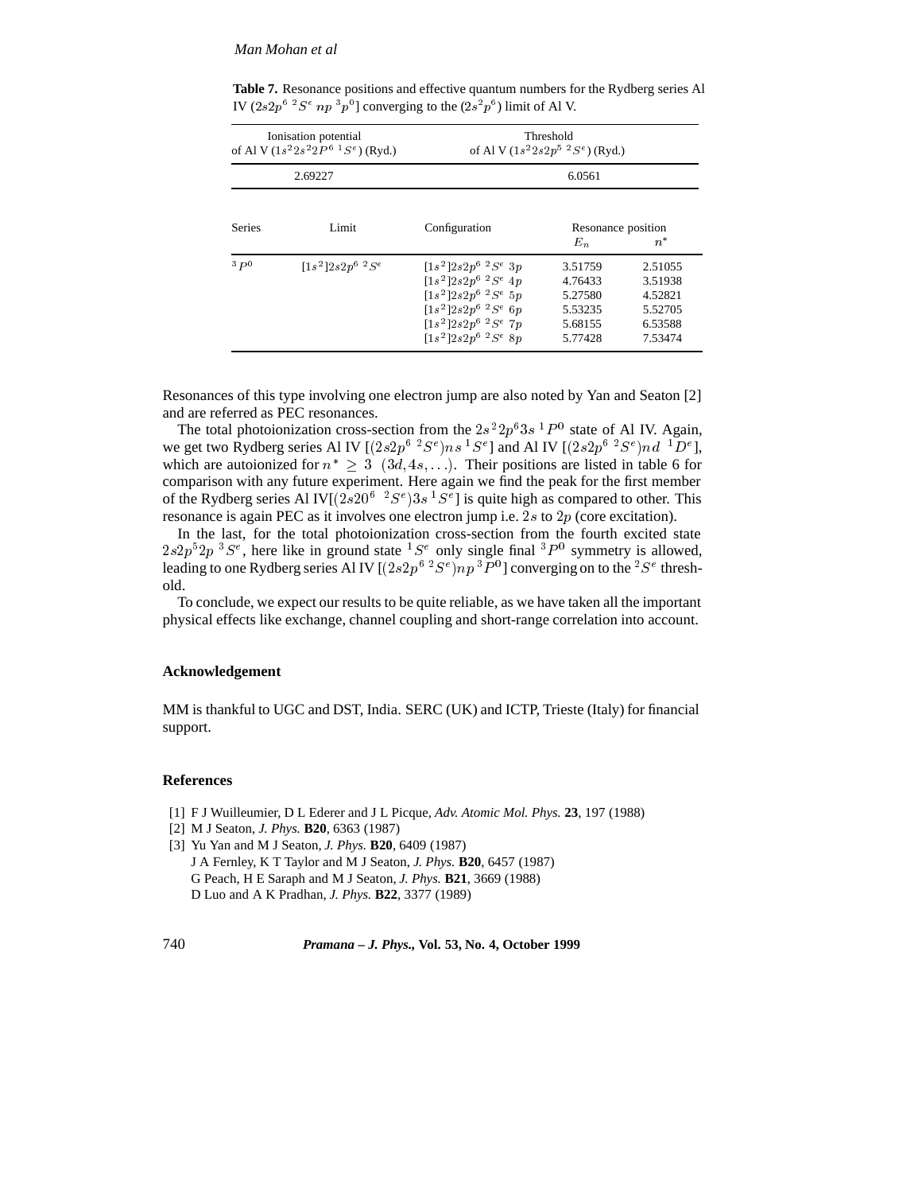**Table 7.** Resonance positions and effective quantum numbers for the Rydberg series Al IV ($2s2p^{6}\ {}^{2}S^{e}\ np\ {}^{3}p^{0}$] converging to the ($2s^{2}p^{6}$) limit of Al V.

| Ionisation potential of Al V ($1s^{2}2s^{2}2P^{6}\ {}^{1}S^{e}$) (Ryd.) | Threshold of Al V ($1s^{2}2s2p^{5}\ {}^{2}S^{e}$) (Ryd.) |
|---|---|
| 2.69227 | 6.0561 |

| Series | Limit | Configuration | Resonance position $E_n$ | $n^*$ |
|---|---|---|---|---|
| ${}^{3}P^{0}$ | $[1s^{2}]2s2p^{6}\ {}^{2}S^{e}$ | $[1s^{2}]2s2p^{6}\ {}^{2}S^{e}\ 3p$ | 3.51759 | 2.51055 |
| | | $[1s^{2}]2s2p^{6}\ {}^{2}S^{e}\ 4p$ | 4.76433 | 3.51938 |
| | | $[1s^{2}]2s2p^{6}\ {}^{2}S^{e}\ 5p$ | 5.27580 | 4.52821 |
| | | $[1s^{2}]2s2p^{6}\ {}^{2}S^{e}\ 6p$ | 5.53235 | 5.52705 |
| | | $[1s^{2}]2s2p^{6}\ {}^{2}S^{e}\ 7p$ | 5.68155 | 6.53588 |
| | | $[1s^{2}]2s2p^{6}\ {}^{2}S^{e}\ 8p$ | 5.77428 | 7.53474 |

Resonances of this type involving one electron jump are also noted by Yan and Seaton [2] and are referred as PEC resonances.

The total photoionization cross-section from the $2s^{2}2p^{6}3s\ {}^{1}P^{0}$ state of Al IV. Again, we get two Rydberg series Al IV [$(2s2p^{6}\ {}^{2}S^{e})ns\ {}^{1}S^{e}$] and Al IV [$(2s2p^{6}\ {}^{2}S^{e})nd\ \ {}^{1}D^{e}$], which are autoionized for $n^{*} \geq 3\ \ (3d, 4s, \ldots)$. Their positions are listed in table 6 for comparison with any future experiment. Here again we find the peak for the first member of the Rydberg series Al IV[$(2s20^{6}\ \ {}^{2}S^{e})3s\ {}^{1}S^{e}$] is quite high as compared to other. This resonance is again PEC as it involves one electron jump i.e. $2s$ to $2p$ (core excitation).

In the last, for the total photoionization cross-section from the fourth excited state $2s2p^{5}2p\ {}^{3}S^{e}$, here like in ground state ${}^{1}S^{e}$ only single final ${}^{3}P^{0}$ symmetry is allowed, leading to one Rydberg series Al IV [$(2s2p^{6}\ {}^{2}S^{e})np\ {}^{3}P^{0}$] converging on to the ${}^{2}S^{e}$ threshold.

To conclude, we expect our results to be quite reliable, as we have taken all the important physical effects like exchange, channel coupling and short-range correlation into account.

## Acknowledgement

MM is thankful to UGC and DST, India. SERC (UK) and ICTP, Trieste (Italy) for financial support.

## References

[1] F J Wuilleumier, D L Ederer and J L Picque, *Adv. Atomic Mol. Phys.* **23**, 197 (1988)
[2] M J Seaton, *J. Phys.* **B20**, 6363 (1987)
[3] Yu Yan and M J Seaton, *J. Phys.* **B20**, 6409 (1987)
J A Fernley, K T Taylor and M J Seaton, *J. Phys.* **B20**, 6457 (1987)
G Peach, H E Saraph and M J Seaton, *J. Phys.* **B21**, 3669 (1988)
D Luo and A K Pradhan, *J. Phys.* **B22**, 3377 (1989)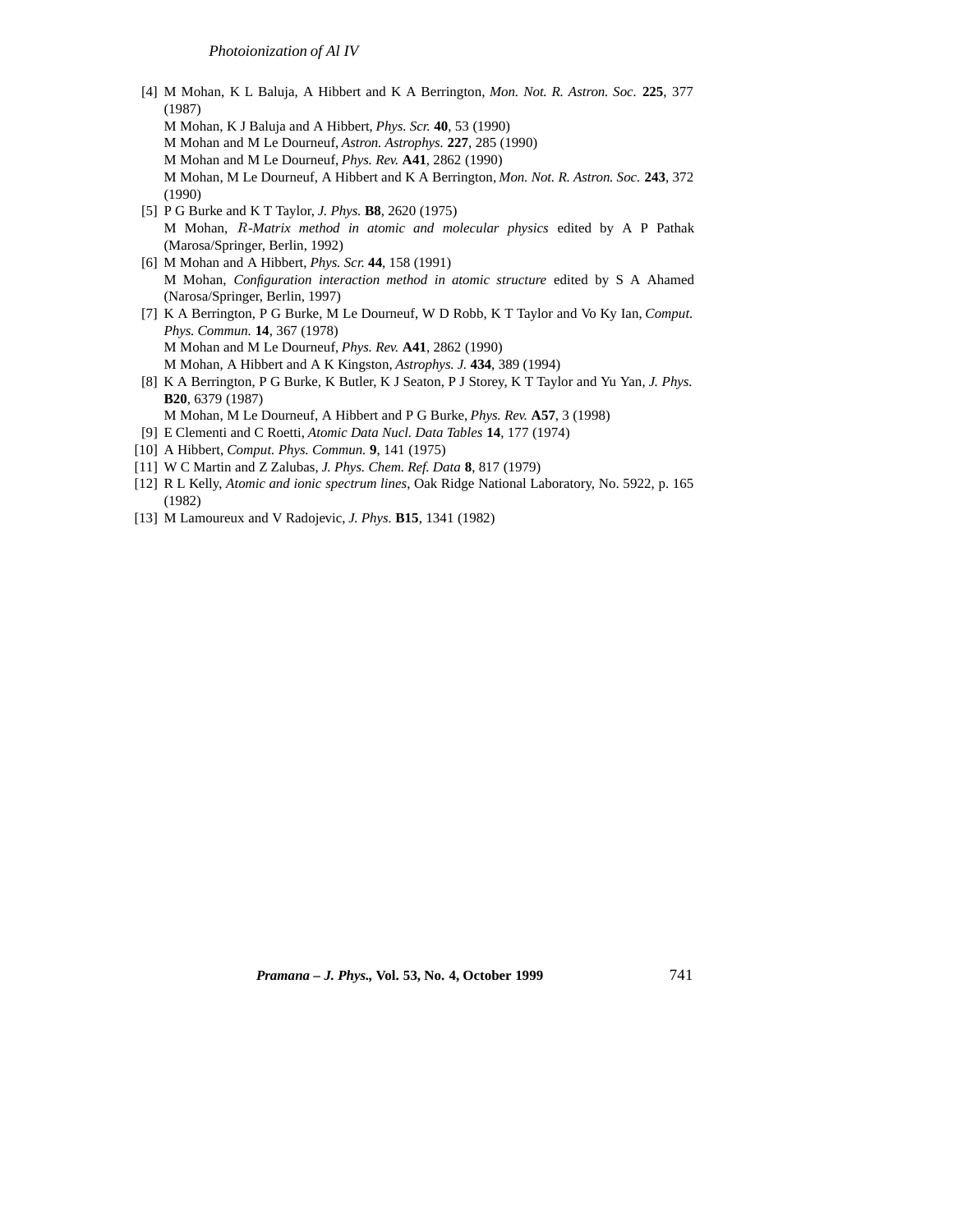[4] M Mohan, K L Baluja, A Hibbert and K A Berrington, *Mon. Not. R. Astron. Soc.* **225**, 377 (1987)
M Mohan, K J Baluja and A Hibbert, *Phys. Scr.* **40**, 53 (1990)
M Mohan and M Le Dourneuf, *Astron. Astrophys.* **227**, 285 (1990)
M Mohan and M Le Dourneuf, *Phys. Rev.* **A41**, 2862 (1990)
M Mohan, M Le Dourneuf, A Hibbert and K A Berrington, *Mon. Not. R. Astron. Soc.* **243**, 372 (1990)

[5] P G Burke and K T Taylor, *J. Phys.* **B8**, 2620 (1975)
M Mohan, *$R$-Matrix method in atomic and molecular physics* edited by A P Pathak (Marosa/Springer, Berlin, 1992)

[6] M Mohan and A Hibbert, *Phys. Scr.* **44**, 158 (1991)
M Mohan, *Configuration interaction method in atomic structure* edited by S A Ahamed (Narosa/Springer, Berlin, 1997)

[7] K A Berrington, P G Burke, M Le Dourneuf, W D Robb, K T Taylor and Vo Ky Ian, *Comput. Phys. Commun.* **14**, 367 (1978)
M Mohan and M Le Dourneuf, *Phys. Rev.* **A41**, 2862 (1990)
M Mohan, A Hibbert and A K Kingston, *Astrophys. J.* **434**, 389 (1994)

[8] K A Berrington, P G Burke, K Butler, K J Seaton, P J Storey, K T Taylor and Yu Yan, *J. Phys.* **B20**, 6379 (1987)
M Mohan, M Le Dourneuf, A Hibbert and P G Burke, *Phys. Rev.* **A57**, 3 (1998)

[9] E Clementi and C Roetti, *Atomic Data Nucl. Data Tables* **14**, 177 (1974)

[10] A Hibbert, *Comput. Phys. Commun.* **9**, 141 (1975)

[11] W C Martin and Z Zalubas, *J. Phys. Chem. Ref. Data* **8**, 817 (1979)

[12] R L Kelly, *Atomic and ionic spectrum lines*, Oak Ridge National Laboratory, No. 5922, p. 165 (1982)

[13] M Lamoureux and V Radojevic, *J. Phys.* **B15**, 1341 (1982)